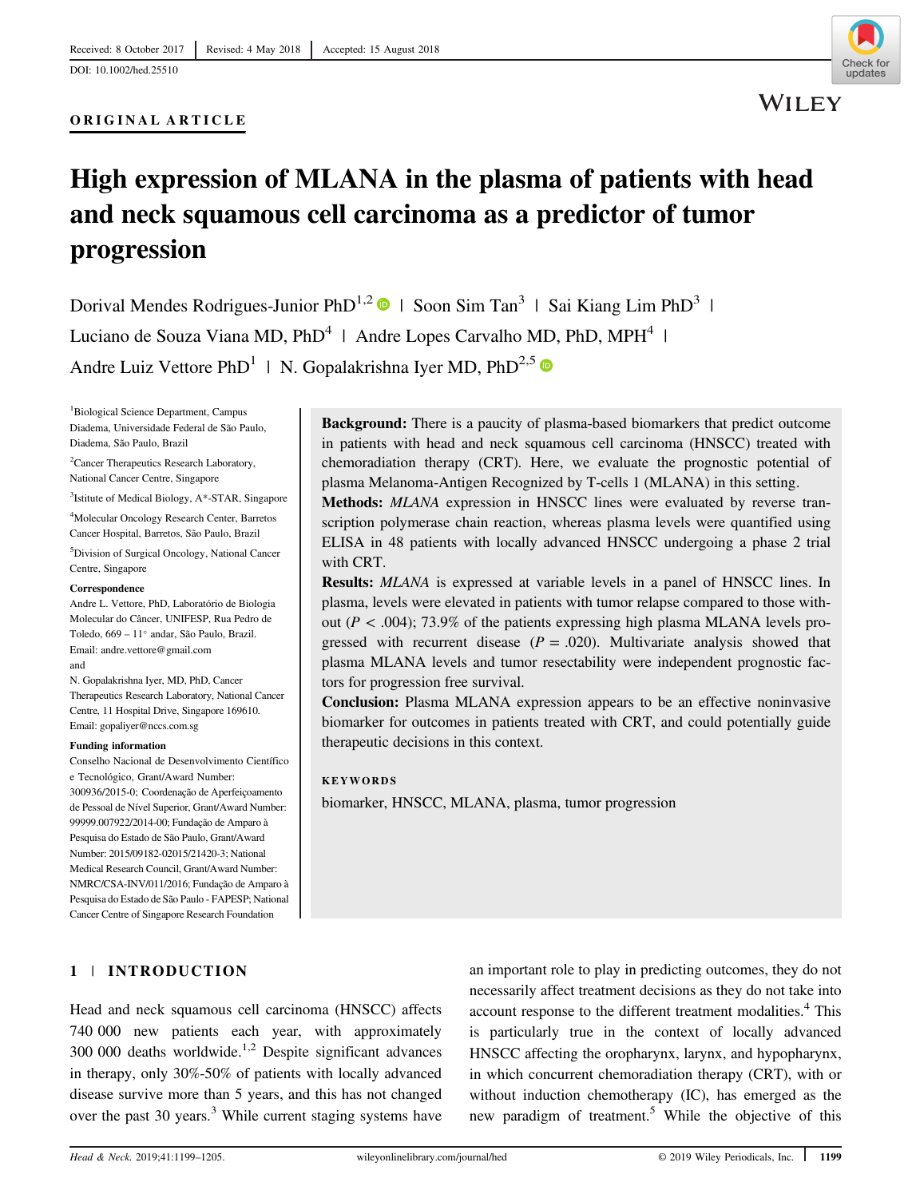Received: 8 October 2017 | Revised: 4 May 2018 | Accepted: 15 August 2018

DOI: 10.1002/hed.25510

ORIGINAL ARTICLE

# High expression of MLANA in the plasma of patients with head and neck squamous cell carcinoma as a predictor of tumor progression

Dorival Mendes Rodrigues-Junior PhD[1,2] | Soon Sim Tan[3] | Sai Kiang Lim PhD[3] | Luciano de Souza Viana MD, PhD[4] | Andre Lopes Carvalho MD, PhD, MPH[4] | Andre Luiz Vettore PhD[1] | N. Gopalakrishna Iyer MD, PhD[2,5]

[1]Biological Science Department, Campus Diadema, Universidade Federal de São Paulo, Diadema, São Paulo, Brazil

[2]Cancer Therapeutics Research Laboratory, National Cancer Centre, Singapore

[3]Istitute of Medical Biology, A*-STAR, Singapore

[4]Molecular Oncology Research Center, Barretos Cancer Hospital, Barretos, São Paulo, Brazil

[5]Division of Surgical Oncology, National Cancer Centre, Singapore

**Correspondence**

Andre L. Vettore, PhD, Laboratório de Biologia Molecular do Câncer, UNIFESP, Rua Pedro de Toledo, 669 – 11° andar, São Paulo, Brazil.
Email: andre.vettore@gmail.com
and
N. Gopalakrishna Iyer, MD, PhD, Cancer Therapeutics Research Laboratory, National Cancer Centre, 11 Hospital Drive, Singapore 169610.
Email: gopaliyer@nccs.com.sg

**Funding information**

Conselho Nacional de Desenvolvimento Científico e Tecnológico, Grant/Award Number: 300936/2015-0; Coordenação de Aperfeiçoamento de Pessoal de Nível Superior, Grant/Award Number: 99999.007922/2014-00; Fundação de Amparo à Pesquisa do Estado de São Paulo, Grant/Award Number: 2015/09182-02015/21420-3; National Medical Research Council, Grant/Award Number: NMRC/CSA-INV/011/2016; Fundação de Amparo à Pesquisa do Estado de São Paulo - FAPESP; National Cancer Centre of Singapore Research Foundation

**Background:** There is a paucity of plasma-based biomarkers that predict outcome in patients with head and neck squamous cell carcinoma (HNSCC) treated with chemoradiation therapy (CRT). Here, we evaluate the prognostic potential of plasma Melanoma-Antigen Recognized by T-cells 1 (MLANA) in this setting.

**Methods:** *MLANA* expression in HNSCC lines were evaluated by reverse transcription polymerase chain reaction, whereas plasma levels were quantified using ELISA in 48 patients with locally advanced HNSCC undergoing a phase 2 trial with CRT.

**Results:** *MLANA* is expressed at variable levels in a panel of HNSCC lines. In plasma, levels were elevated in patients with tumor relapse compared to those without ($P < .004$); 73.9% of the patients expressing high plasma MLANA levels progressed with recurrent disease ($P = .020$). Multivariate analysis showed that plasma MLANA levels and tumor resectability were independent prognostic factors for progression free survival.

**Conclusion:** Plasma MLANA expression appears to be an effective noninvasive biomarker for outcomes in patients treated with CRT, and could potentially guide therapeutic decisions in this context.

**KEYWORDS**

biomarker, HNSCC, MLANA, plasma, tumor progression

## 1 | INTRODUCTION

Head and neck squamous cell carcinoma (HNSCC) affects 740 000 new patients each year, with approximately 300 000 deaths worldwide.[1,2] Despite significant advances in therapy, only 30%-50% of patients with locally advanced disease survive more than 5 years, and this has not changed over the past 30 years.[3] While current staging systems have an important role to play in predicting outcomes, they do not necessarily affect treatment decisions as they do not take into account response to the different treatment modalities.[4] This is particularly true in the context of locally advanced HNSCC affecting the oropharynx, larynx, and hypopharynx, in which concurrent chemoradiation therapy (CRT), with or without induction chemotherapy (IC), has emerged as the new paradigm of treatment.[5] While the objective of this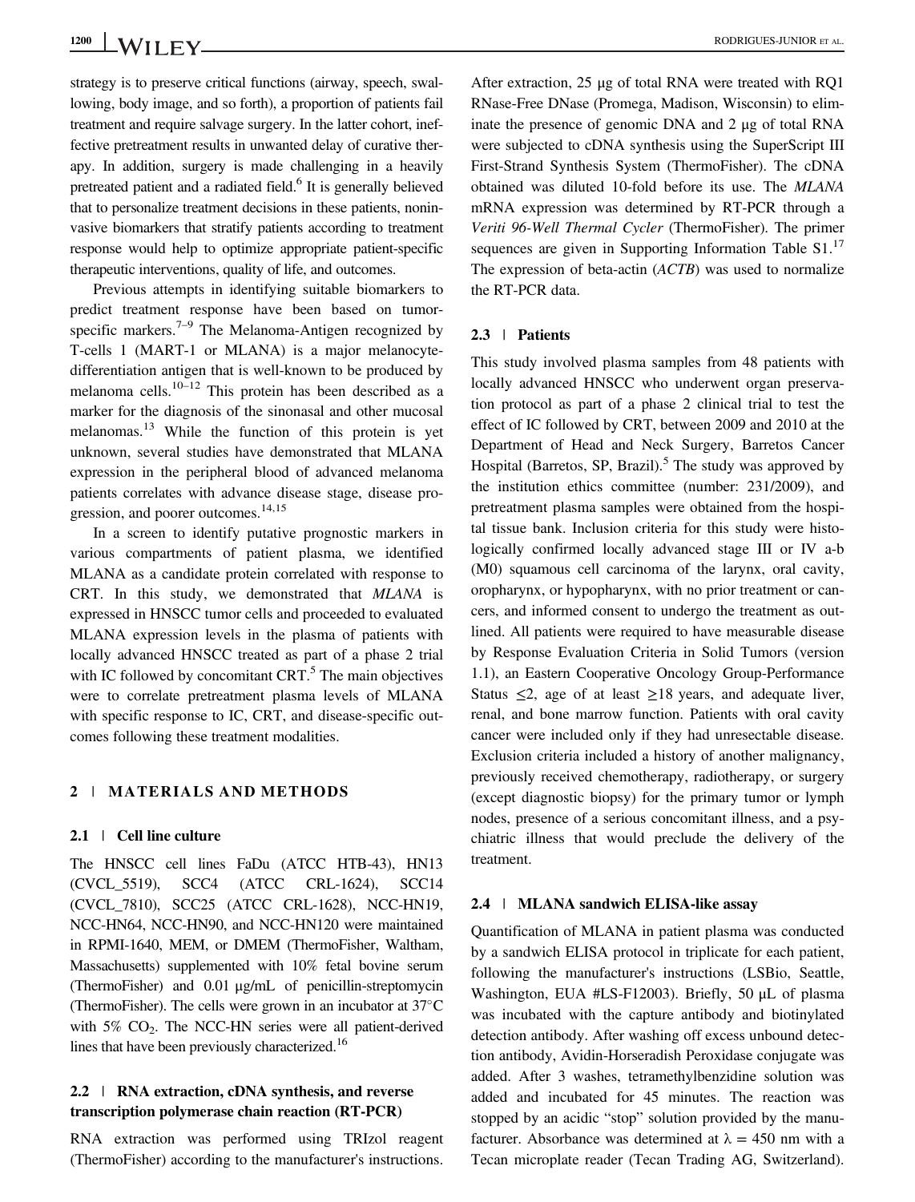strategy is to preserve critical functions (airway, speech, swallowing, body image, and so forth), a proportion of patients fail treatment and require salvage surgery. In the latter cohort, ineffective pretreatment results in unwanted delay of curative therapy. In addition, surgery is made challenging in a heavily pretreated patient and a radiated field.[6] It is generally believed that to personalize treatment decisions in these patients, noninvasive biomarkers that stratify patients according to treatment response would help to optimize appropriate patient-specific therapeutic interventions, quality of life, and outcomes.

Previous attempts in identifying suitable biomarkers to predict treatment response have been based on tumor-specific markers.[7–9] The Melanoma-Antigen recognized by T-cells 1 (MART-1 or MLANA) is a major melanocyte-differentiation antigen that is well-known to be produced by melanoma cells.[10–12] This protein has been described as a marker for the diagnosis of the sinonasal and other mucosal melanomas.[13] While the function of this protein is yet unknown, several studies have demonstrated that MLANA expression in the peripheral blood of advanced melanoma patients correlates with advance disease stage, disease progression, and poorer outcomes.[14,15]

In a screen to identify putative prognostic markers in various compartments of patient plasma, we identified MLANA as a candidate protein correlated with response to CRT. In this study, we demonstrated that *MLANA* is expressed in HNSCC tumor cells and proceeded to evaluated MLANA expression levels in the plasma of patients with locally advanced HNSCC treated as part of a phase 2 trial with IC followed by concomitant CRT.[5] The main objectives were to correlate pretreatment plasma levels of MLANA with specific response to IC, CRT, and disease-specific outcomes following these treatment modalities.

## 2 | MATERIALS AND METHODS

### 2.1 | Cell line culture

The HNSCC cell lines FaDu (ATCC HTB-43), HN13 (CVCL_5519), SCC4 (ATCC CRL-1624), SCC14 (CVCL_7810), SCC25 (ATCC CRL-1628), NCC-HN19, NCC-HN64, NCC-HN90, and NCC-HN120 were maintained in RPMI-1640, MEM, or DMEM (ThermoFisher, Waltham, Massachusetts) supplemented with 10% fetal bovine serum (ThermoFisher) and 0.01 μg/mL of penicillin-streptomycin (ThermoFisher). The cells were grown in an incubator at 37°C with 5% $CO_2$. The NCC-HN series were all patient-derived lines that have been previously characterized.[16]

### 2.2 | RNA extraction, cDNA synthesis, and reverse transcription polymerase chain reaction (RT-PCR)

RNA extraction was performed using TRIzol reagent (ThermoFisher) according to the manufacturer's instructions. After extraction, 25 μg of total RNA were treated with RQ1 RNase-Free DNase (Promega, Madison, Wisconsin) to eliminate the presence of genomic DNA and 2 μg of total RNA were subjected to cDNA synthesis using the SuperScript III First-Strand Synthesis System (ThermoFisher). The cDNA obtained was diluted 10-fold before its use. The *MLANA* mRNA expression was determined by RT-PCR through a *Veriti 96-Well Thermal Cycler* (ThermoFisher). The primer sequences are given in Supporting Information Table S1.[17] The expression of beta-actin (*ACTB*) was used to normalize the RT-PCR data.

### 2.3 | Patients

This study involved plasma samples from 48 patients with locally advanced HNSCC who underwent organ preservation protocol as part of a phase 2 clinical trial to test the effect of IC followed by CRT, between 2009 and 2010 at the Department of Head and Neck Surgery, Barretos Cancer Hospital (Barretos, SP, Brazil).[5] The study was approved by the institution ethics committee (number: 231/2009), and pretreatment plasma samples were obtained from the hospital tissue bank. Inclusion criteria for this study were histologically confirmed locally advanced stage III or IV a-b (M0) squamous cell carcinoma of the larynx, oral cavity, oropharynx, or hypopharynx, with no prior treatment or cancers, and informed consent to undergo the treatment as outlined. All patients were required to have measurable disease by Response Evaluation Criteria in Solid Tumors (version 1.1), an Eastern Cooperative Oncology Group-Performance Status ≤2, age of at least ≥18 years, and adequate liver, renal, and bone marrow function. Patients with oral cavity cancer were included only if they had unresectable disease. Exclusion criteria included a history of another malignancy, previously received chemotherapy, radiotherapy, or surgery (except diagnostic biopsy) for the primary tumor or lymph nodes, presence of a serious concomitant illness, and a psychiatric illness that would preclude the delivery of the treatment.

### 2.4 | MLANA sandwich ELISA-like assay

Quantification of MLANA in patient plasma was conducted by a sandwich ELISA protocol in triplicate for each patient, following the manufacturer's instructions (LSBio, Seattle, Washington, EUA #LS-F12003). Briefly, 50 μL of plasma was incubated with the capture antibody and biotinylated detection antibody. After washing off excess unbound detection antibody, Avidin-Horseradish Peroxidase conjugate was added. After 3 washes, tetramethylbenzidine solution was added and incubated for 45 minutes. The reaction was stopped by an acidic "stop" solution provided by the manufacturer. Absorbance was determined at $\lambda = 450$ nm with a Tecan microplate reader (Tecan Trading AG, Switzerland).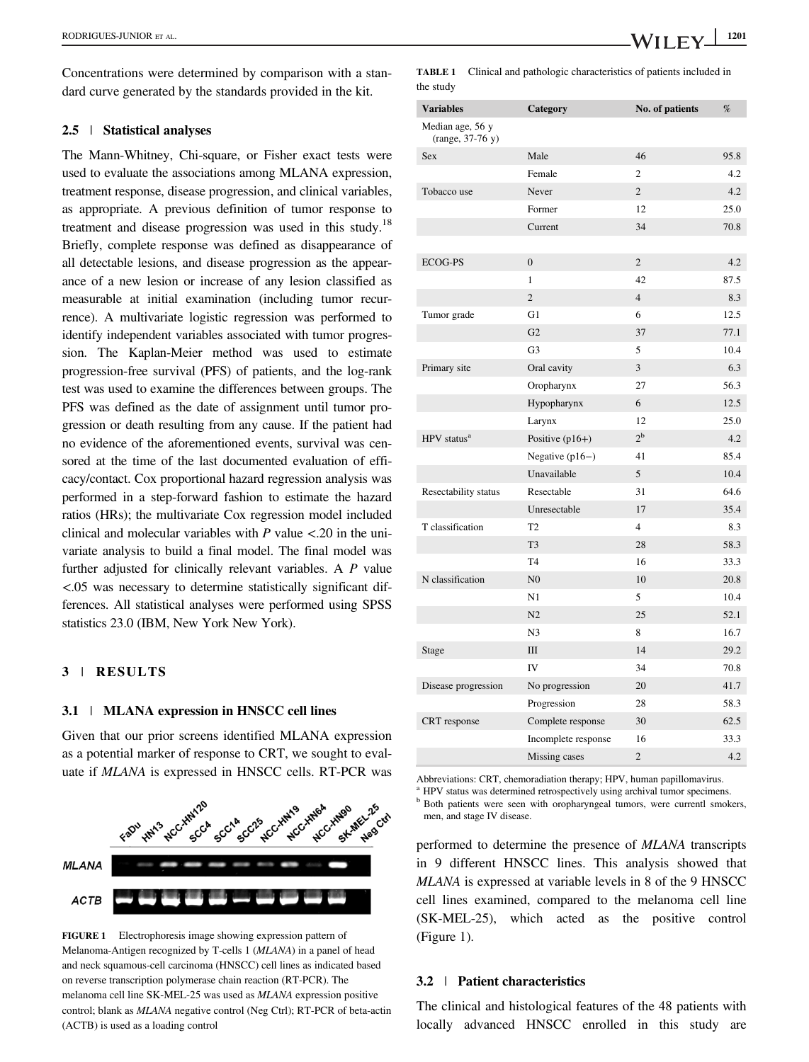Concentrations were determined by comparison with a standard curve generated by the standards provided in the kit.

### 2.5 | Statistical analyses

The Mann-Whitney, Chi-square, or Fisher exact tests were used to evaluate the associations among MLANA expression, treatment response, disease progression, and clinical variables, as appropriate. A previous definition of tumor response to treatment and disease progression was used in this study.[18] Briefly, complete response was defined as disappearance of all detectable lesions, and disease progression as the appearance of a new lesion or increase of any lesion classified as measurable at initial examination (including tumor recurrence). A multivariate logistic regression was performed to identify independent variables associated with tumor progression. The Kaplan-Meier method was used to estimate progression-free survival (PFS) of patients, and the log-rank test was used to examine the differences between groups. The PFS was defined as the date of assignment until tumor progression or death resulting from any cause. If the patient had no evidence of the aforementioned events, survival was censored at the time of the last documented evaluation of efficacy/contact. Cox proportional hazard regression analysis was performed in a step-forward fashion to estimate the hazard ratios (HRs); the multivariate Cox regression model included clinical and molecular variables with $P$ value <.20 in the univariate analysis to build a final model. The final model was further adjusted for clinically relevant variables. A $P$ value <.05 was necessary to determine statistically significant differences. All statistical analyses were performed using SPSS statistics 23.0 (IBM, New York New York).

## 3 | RESULTS

### 3.1 | MLANA expression in HNSCC cell lines

Given that our prior screens identified MLANA expression as a potential marker of response to CRT, we sought to evaluate if *MLANA* is expressed in HNSCC cells. RT-PCR was performed to determine the presence of *MLANA* transcripts in 9 different HNSCC lines. This analysis showed that *MLANA* is expressed at variable levels in 8 of the 9 HNSCC cell lines examined, compared to the melanoma cell line (SK-MEL-25), which acted as the positive control (Figure 1).

**FIGURE 1** Electrophoresis image showing expression pattern of Melanoma-Antigen recognized by T-cells 1 (*MLANA*) in a panel of head and neck squamous-cell carcinoma (HNSCC) cell lines as indicated based on reverse transcription polymerase chain reaction (RT-PCR). The melanoma cell line SK-MEL-25 was used as *MLANA* expression positive control; blank as *MLANA* negative control (Neg Ctrl); RT-PCR of beta-actin (ACTB) is used as a loading control

### 3.2 | Patient characteristics

The clinical and histological features of the 48 patients with locally advanced HNSCC enrolled in this study are

**TABLE 1** Clinical and pathologic characteristics of patients included in the study

| Variables | Category | No. of patients | % |
|---|---|---|---|
| Median age, 56 y (range, 37-76 y) | | | |
| Sex | Male | 46 | 95.8 |
| | Female | 2 | 4.2 |
| Tobacco use | Never | 2 | 4.2 |
| | Former | 12 | 25.0 |
| | Current | 34 | 70.8 |
| ECOG-PS | 0 | 2 | 4.2 |
| | 1 | 42 | 87.5 |
| | 2 | 4 | 8.3 |
| Tumor grade | G1 | 6 | 12.5 |
| | G2 | 37 | 77.1 |
| | G3 | 5 | 10.4 |
| Primary site | Oral cavity | 3 | 6.3 |
| | Oropharynx | 27 | 56.3 |
| | Hypopharynx | 6 | 12.5 |
| | Larynx | 12 | 25.0 |
| HPV status[a] | Positive (p16+) | 2[b] | 4.2 |
| | Negative (p16−) | 41 | 85.4 |
| | Unavailable | 5 | 10.4 |
| Resectability status | Resectable | 31 | 64.6 |
| | Unresectable | 17 | 35.4 |
| T classification | T2 | 4 | 8.3 |
| | T3 | 28 | 58.3 |
| | T4 | 16 | 33.3 |
| N classification | N0 | 10 | 20.8 |
| | N1 | 5 | 10.4 |
| | N2 | 25 | 52.1 |
| | N3 | 8 | 16.7 |
| Stage | III | 14 | 29.2 |
| | IV | 34 | 70.8 |
| Disease progression | No progression | 20 | 41.7 |
| | Progression | 28 | 58.3 |
| CRT response | Complete response | 30 | 62.5 |
| | Incomplete response | 16 | 33.3 |
| | Missing cases | 2 | 4.2 |

Abbreviations: CRT, chemoradiation therapy; HPV, human papillomavirus.

[a] HPV status was determined retrospectively using archival tumor specimens.

[b] Both patients were seen with oropharyngeal tumors, were currentl smokers, men, and stage IV disease.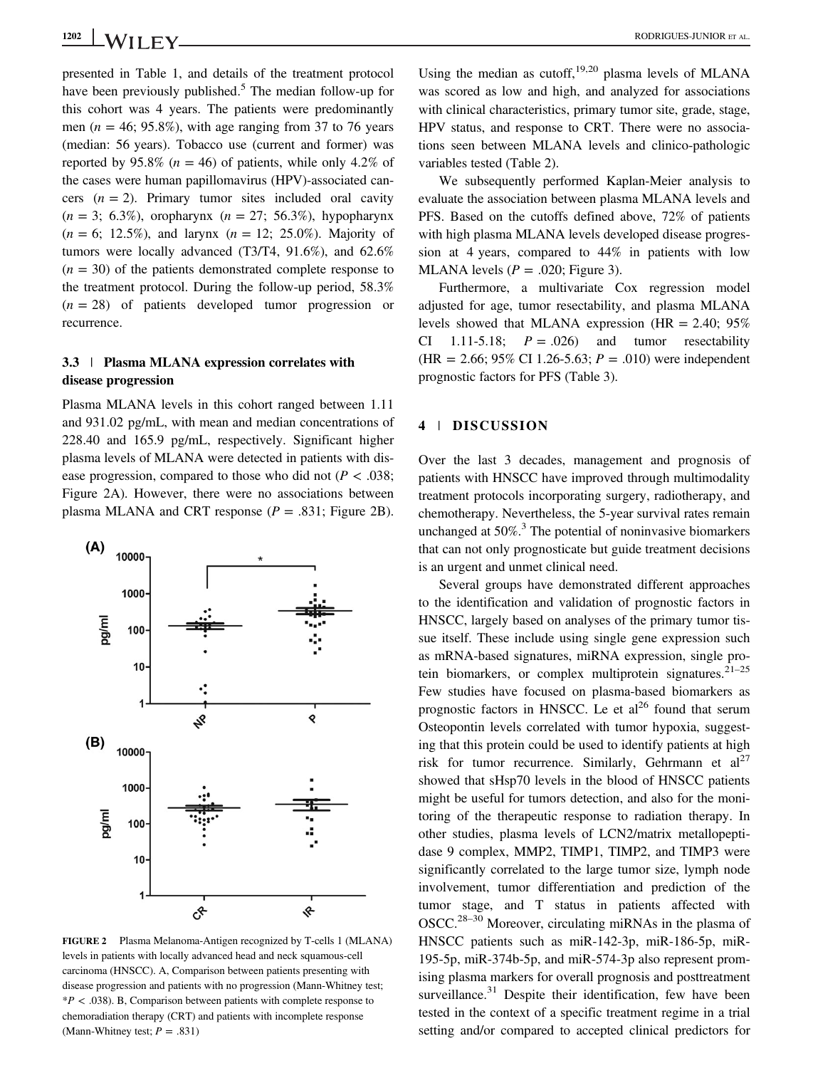presented in Table 1, and details of the treatment protocol have been previously published.[5] The median follow-up for this cohort was 4 years. The patients were predominantly men ($n = 46$; 95.8%), with age ranging from 37 to 76 years (median: 56 years). Tobacco use (current and former) was reported by 95.8% ($n = 46$) of patients, while only 4.2% of the cases were human papillomavirus (HPV)-associated cancers ($n = 2$). Primary tumor sites included oral cavity ($n = 3$; 6.3%), oropharynx ($n = 27$; 56.3%), hypopharynx ($n = 6$; 12.5%), and larynx ($n = 12$; 25.0%). Majority of tumors were locally advanced (T3/T4, 91.6%), and 62.6% ($n = 30$) of the patients demonstrated complete response to the treatment protocol. During the follow-up period, 58.3% ($n = 28$) of patients developed tumor progression or recurrence.

### 3.3 | Plasma MLANA expression correlates with disease progression

Plasma MLANA levels in this cohort ranged between 1.11 and 931.02 pg/mL, with mean and median concentrations of 228.40 and 165.9 pg/mL, respectively. Significant higher plasma levels of MLANA were detected in patients with disease progression, compared to those who did not ($P < .038$; Figure 2A). However, there were no associations between plasma MLANA and CRT response ($P = .831$; Figure 2B).

**FIGURE 2** Plasma Melanoma-Antigen recognized by T-cells 1 (MLANA) levels in patients with locally advanced head and neck squamous-cell carcinoma (HNSCC). A, Comparison between patients presenting with disease progression and patients with no progression (Mann-Whitney test; $*P < .038$). B, Comparison between patients with complete response to chemoradiation therapy (CRT) and patients with incomplete response (Mann-Whitney test; $P = .831$)

Using the median as cutoff,[19,20] plasma levels of MLANA was scored as low and high, and analyzed for associations with clinical characteristics, primary tumor site, grade, stage, HPV status, and response to CRT. There were no associations seen between MLANA levels and clinico-pathologic variables tested (Table 2).

We subsequently performed Kaplan-Meier analysis to evaluate the association between plasma MLANA levels and PFS. Based on the cutoffs defined above, 72% of patients with high plasma MLANA levels developed disease progression at 4 years, compared to 44% in patients with low MLANA levels ($P = .020$; Figure 3).

Furthermore, a multivariate Cox regression model adjusted for age, tumor resectability, and plasma MLANA levels showed that MLANA expression (HR = 2.40; 95% CI 1.11-5.18; $P = .026$) and tumor resectability (HR = 2.66; 95% CI 1.26-5.63; $P = .010$) were independent prognostic factors for PFS (Table 3).

## 4 | DISCUSSION

Over the last 3 decades, management and prognosis of patients with HNSCC have improved through multimodality treatment protocols incorporating surgery, radiotherapy, and chemotherapy. Nevertheless, the 5-year survival rates remain unchanged at 50%.[3] The potential of noninvasive biomarkers that can not only prognosticate but guide treatment decisions is an urgent and unmet clinical need.

Several groups have demonstrated different approaches to the identification and validation of prognostic factors in HNSCC, largely based on analyses of the primary tumor tissue itself. These include using single gene expression such as mRNA-based signatures, miRNA expression, single protein biomarkers, or complex multiprotein signatures.[21–25] Few studies have focused on plasma-based biomarkers as prognostic factors in HNSCC. Le et al[26] found that serum Osteopontin levels correlated with tumor hypoxia, suggesting that this protein could be used to identify patients at high risk for tumor recurrence. Similarly, Gehrmann et al[27] showed that sHsp70 levels in the blood of HNSCC patients might be useful for tumors detection, and also for the monitoring of the therapeutic response to radiation therapy. In other studies, plasma levels of LCN2/matrix metallopeptidase 9 complex, MMP2, TIMP1, TIMP2, and TIMP3 were significantly correlated to the large tumor size, lymph node involvement, tumor differentiation and prediction of the tumor stage, and T status in patients affected with OSCC.[28–30] Moreover, circulating miRNAs in the plasma of HNSCC patients such as miR-142-3p, miR-186-5p, miR-195-5p, miR-374b-5p, and miR-574-3p also represent promising plasma markers for overall prognosis and posttreatment surveillance.[31] Despite their identification, few have been tested in the context of a specific treatment regime in a trial setting and/or compared to accepted clinical predictors for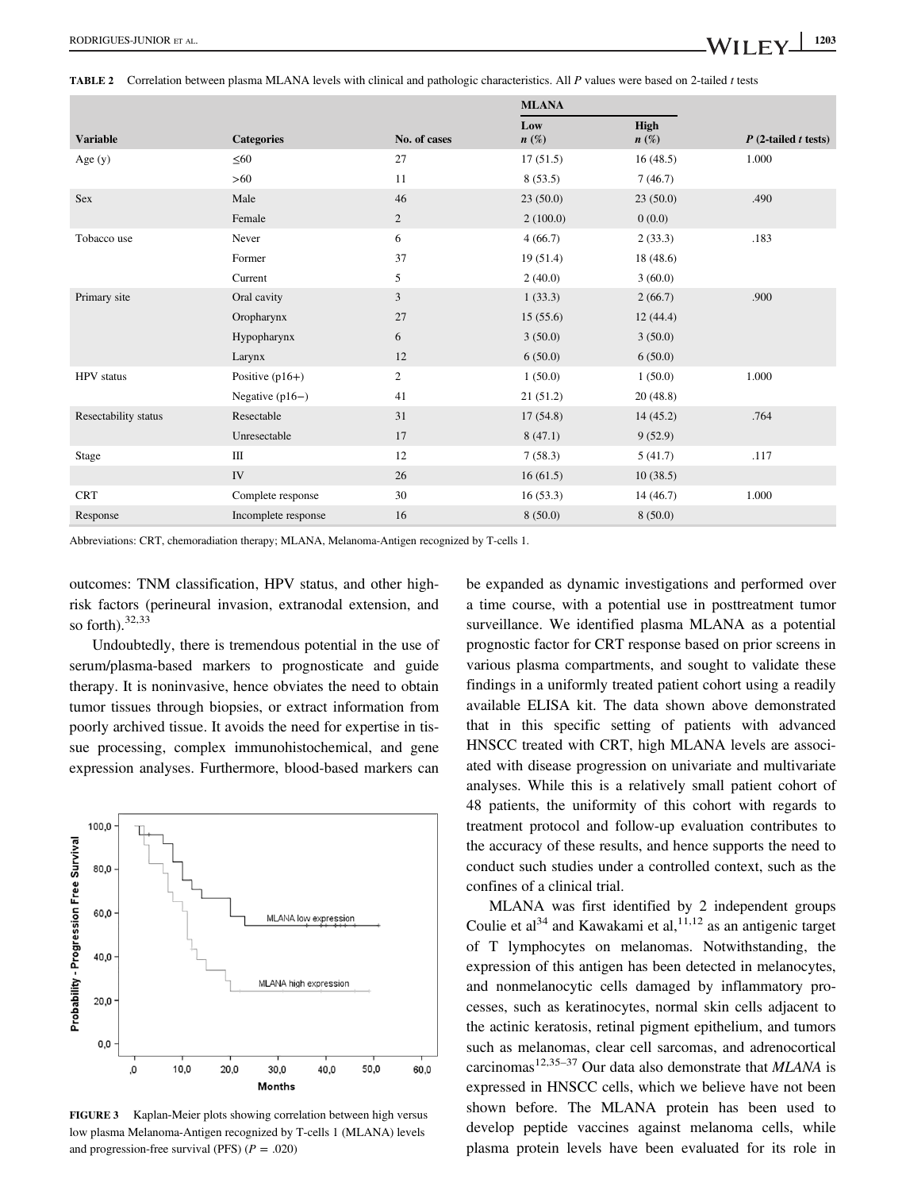**TABLE 2** Correlation between plasma MLANA levels with clinical and pathologic characteristics. All *P* values were based on 2-tailed *t* tests

| Variable | Categories | No. of cases | MLANA Low *n* (%) | MLANA High *n* (%) | *P* (2-tailed *t* tests) |
|---|---|---|---|---|---|
| Age (y) | ≤60 | 27 | 17 (51.5) | 16 (48.5) | 1.000 |
| | >60 | 11 | 8 (53.5) | 7 (46.7) | |
| Sex | Male | 46 | 23 (50.0) | 23 (50.0) | .490 |
| | Female | 2 | 2 (100.0) | 0 (0.0) | |
| Tobacco use | Never | 6 | 4 (66.7) | 2 (33.3) | .183 |
| | Former | 37 | 19 (51.4) | 18 (48.6) | |
| | Current | 5 | 2 (40.0) | 3 (60.0) | |
| Primary site | Oral cavity | 3 | 1 (33.3) | 2 (66.7) | .900 |
| | Oropharynx | 27 | 15 (55.6) | 12 (44.4) | |
| | Hypopharynx | 6 | 3 (50.0) | 3 (50.0) | |
| | Larynx | 12 | 6 (50.0) | 6 (50.0) | |
| HPV status | Positive (p16+) | 2 | 1 (50.0) | 1 (50.0) | 1.000 |
| | Negative (p16−) | 41 | 21 (51.2) | 20 (48.8) | |
| Resectability status | Resectable | 31 | 17 (54.8) | 14 (45.2) | .764 |
| | Unresectable | 17 | 8 (47.1) | 9 (52.9) | |
| Stage | III | 12 | 7 (58.3) | 5 (41.7) | .117 |
| | IV | 26 | 16 (61.5) | 10 (38.5) | |
| CRT | Complete response | 30 | 16 (53.3) | 14 (46.7) | 1.000 |
| Response | Incomplete response | 16 | 8 (50.0) | 8 (50.0) | |

Abbreviations: CRT, chemoradiation therapy; MLANA, Melanoma-Antigen recognized by T-cells 1.

outcomes: TNM classification, HPV status, and other high-risk factors (perineural invasion, extranodal extension, and so forth).[32,33]

Undoubtedly, there is tremendous potential in the use of serum/plasma-based markers to prognosticate and guide therapy. It is noninvasive, hence obviates the need to obtain tumor tissues through biopsies, or extract information from poorly archived tissue. It avoids the need for expertise in tissue processing, complex immunohistochemical, and gene expression analyses. Furthermore, blood-based markers can be expanded as dynamic investigations and performed over a time course, with a potential use in posttreatment tumor surveillance. We identified plasma MLANA as a potential prognostic factor for CRT response based on prior screens in various plasma compartments, and sought to validate these findings in a uniformly treated patient cohort using a readily available ELISA kit. The data shown above demonstrated that in this specific setting of patients with advanced HNSCC treated with CRT, high MLANA levels are associated with disease progression on univariate and multivariate analyses. While this is a relatively small patient cohort of 48 patients, the uniformity of this cohort with regards to treatment protocol and follow-up evaluation contributes to the accuracy of these results, and hence supports the need to conduct such studies under a controlled context, such as the confines of a clinical trial.

**FIGURE 3** Kaplan-Meier plots showing correlation between high versus low plasma Melanoma-Antigen recognized by T-cells 1 (MLANA) levels and progression-free survival (PFS) ($P = .020$)

MLANA was first identified by 2 independent groups Coulie et al[34] and Kawakami et al,[11,12] as an antigenic target of T lymphocytes on melanomas. Notwithstanding, the expression of this antigen has been detected in melanocytes, and nonmelanocytic cells damaged by inflammatory processes, such as keratinocytes, normal skin cells adjacent to the actinic keratosis, retinal pigment epithelium, and tumors such as melanomas, clear cell sarcomas, and adrenocortical carcinomas[12,35–37] Our data also demonstrate that *MLANA* is expressed in HNSCC cells, which we believe have not been shown before. The MLANA protein has been used to develop peptide vaccines against melanoma cells, while plasma protein levels have been evaluated for its role in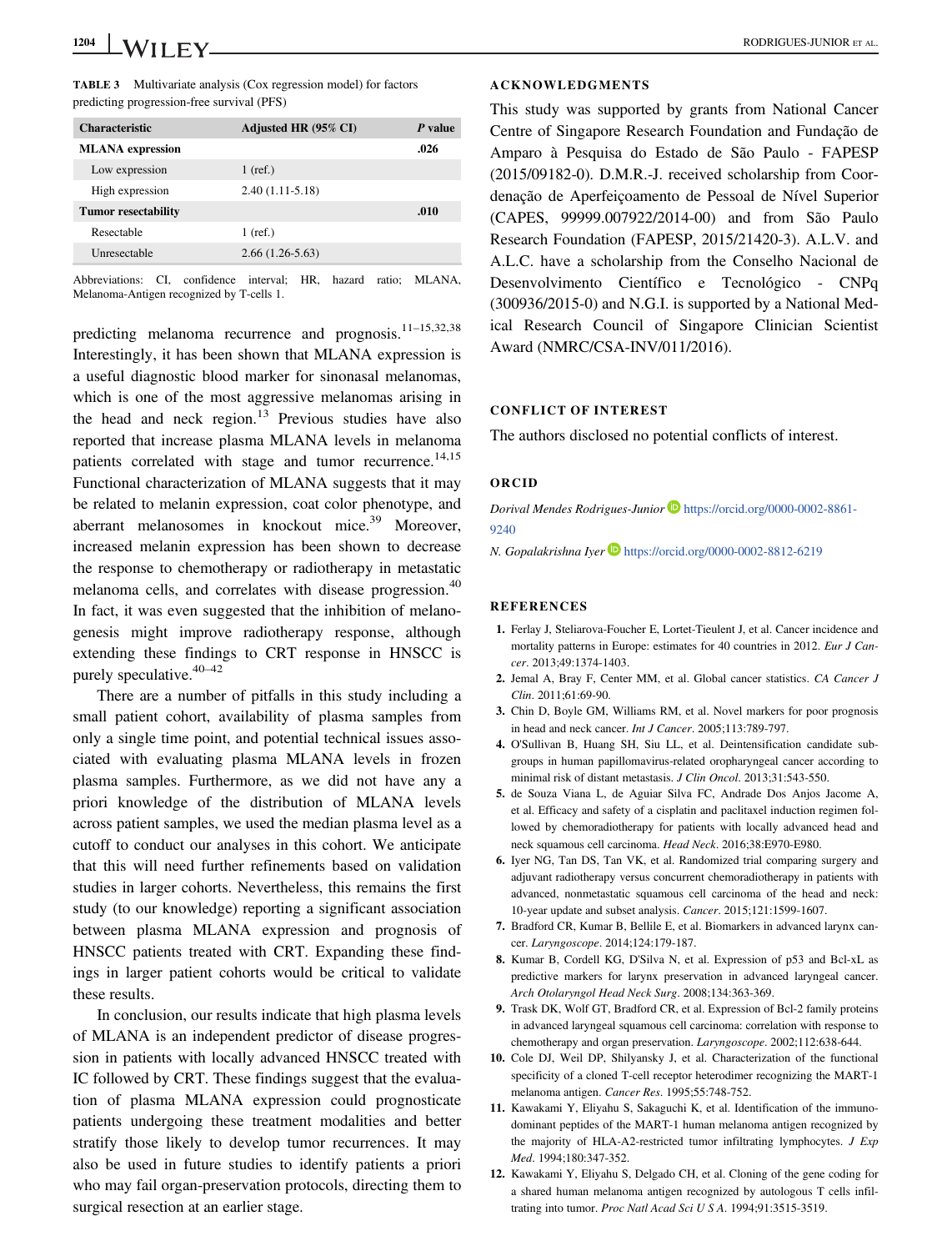**TABLE 3** Multivariate analysis (Cox regression model) for factors predicting progression-free survival (PFS)

| Characteristic | Adjusted HR (95% CI) | P value |
|---|---|---|
| **MLANA expression** | | **.026** |
| Low expression | 1 (ref.) | |
| High expression | 2.40 (1.11-5.18) | |
| **Tumor resectability** | | **.010** |
| Resectable | 1 (ref.) | |
| Unresectable | 2.66 (1.26-5.63) | |

Abbreviations: CI, confidence interval; HR, hazard ratio; MLANA, Melanoma-Antigen recognized by T-cells 1.

predicting melanoma recurrence and prognosis.[11–15,32,38] Interestingly, it has been shown that MLANA expression is a useful diagnostic blood marker for sinonasal melanomas, which is one of the most aggressive melanomas arising in the head and neck region.[13] Previous studies have also reported that increase plasma MLANA levels in melanoma patients correlated with stage and tumor recurrence.[14,15] Functional characterization of MLANA suggests that it may be related to melanin expression, coat color phenotype, and aberrant melanosomes in knockout mice.[39] Moreover, increased melanin expression has been shown to decrease the response to chemotherapy or radiotherapy in metastatic melanoma cells, and correlates with disease progression.[40] In fact, it was even suggested that the inhibition of melanogenesis might improve radiotherapy response, although extending these findings to CRT response in HNSCC is purely speculative.[40–42]

There are a number of pitfalls in this study including a small patient cohort, availability of plasma samples from only a single time point, and potential technical issues associated with evaluating plasma MLANA levels in frozen plasma samples. Furthermore, as we did not have any a priori knowledge of the distribution of MLANA levels across patient samples, we used the median plasma level as a cutoff to conduct our analyses in this cohort. We anticipate that this will need further refinements based on validation studies in larger cohorts. Nevertheless, this remains the first study (to our knowledge) reporting a significant association between plasma MLANA expression and prognosis of HNSCC patients treated with CRT. Expanding these findings in larger patient cohorts would be critical to validate these results.

In conclusion, our results indicate that high plasma levels of MLANA is an independent predictor of disease progression in patients with locally advanced HNSCC treated with IC followed by CRT. These findings suggest that the evaluation of plasma MLANA expression could prognosticate patients undergoing these treatment modalities and better stratify those likely to develop tumor recurrences. It may also be used in future studies to identify patients a priori who may fail organ-preservation protocols, directing them to surgical resection at an earlier stage.

## ACKNOWLEDGMENTS

This study was supported by grants from National Cancer Centre of Singapore Research Foundation and Fundação de Amparo à Pesquisa do Estado de São Paulo - FAPESP (2015/09182-0). D.M.R.-J. received scholarship from Coordenação de Aperfeiçoamento de Pessoal de Nível Superior (CAPES, 99999.007922/2014-00) and from São Paulo Research Foundation (FAPESP, 2015/21420-3). A.L.V. and A.L.C. have a scholarship from the Conselho Nacional de Desenvolvimento Científico e Tecnológico - CNPq (300936/2015-0) and N.G.I. is supported by a National Medical Research Council of Singapore Clinician Scientist Award (NMRC/CSA-INV/011/2016).

## CONFLICT OF INTEREST

The authors disclosed no potential conflicts of interest.

## ORCID

*Dorival Mendes Rodrigues-Junior* https://orcid.org/0000-0002-8861-9240

*N. Gopalakrishna Iyer* https://orcid.org/0000-0002-8812-6219

## REFERENCES

1. Ferlay J, Steliarova-Foucher E, Lortet-Tieulent J, et al. Cancer incidence and mortality patterns in Europe: estimates for 40 countries in 2012. *Eur J Cancer*. 2013;49:1374-1403.
2. Jemal A, Bray F, Center MM, et al. Global cancer statistics. *CA Cancer J Clin*. 2011;61:69-90.
3. Chin D, Boyle GM, Williams RM, et al. Novel markers for poor prognosis in head and neck cancer. *Int J Cancer*. 2005;113:789-797.
4. O'Sullivan B, Huang SH, Siu LL, et al. Deintensification candidate subgroups in human papillomavirus-related oropharyngeal cancer according to minimal risk of distant metastasis. *J Clin Oncol*. 2013;31:543-550.
5. de Souza Viana L, de Aguiar Silva FC, Andrade Dos Anjos Jacome A, et al. Efficacy and safety of a cisplatin and paclitaxel induction regimen followed by chemoradiotherapy for patients with locally advanced head and neck squamous cell carcinoma. *Head Neck*. 2016;38:E970-E980.
6. Iyer NG, Tan DS, Tan VK, et al. Randomized trial comparing surgery and adjuvant radiotherapy versus concurrent chemoradiotherapy in patients with advanced, nonmetastatic squamous cell carcinoma of the head and neck: 10-year update and subset analysis. *Cancer*. 2015;121:1599-1607.
7. Bradford CR, Kumar B, Bellile E, et al. Biomarkers in advanced larynx cancer. *Laryngoscope*. 2014;124:179-187.
8. Kumar B, Cordell KG, D'Silva N, et al. Expression of p53 and Bcl-xL as predictive markers for larynx preservation in advanced laryngeal cancer. *Arch Otolaryngol Head Neck Surg*. 2008;134:363-369.
9. Trask DK, Wolf GT, Bradford CR, et al. Expression of Bcl-2 family proteins in advanced laryngeal squamous cell carcinoma: correlation with response to chemotherapy and organ preservation. *Laryngoscope*. 2002;112:638-644.
10. Cole DJ, Weil DP, Shilyansky J, et al. Characterization of the functional specificity of a cloned T-cell receptor heterodimer recognizing the MART-1 melanoma antigen. *Cancer Res*. 1995;55:748-752.
11. Kawakami Y, Eliyahu S, Sakaguchi K, et al. Identification of the immunodominant peptides of the MART-1 human melanoma antigen recognized by the majority of HLA-A2-restricted tumor infiltrating lymphocytes. *J Exp Med*. 1994;180:347-352.
12. Kawakami Y, Eliyahu S, Delgado CH, et al. Cloning of the gene coding for a shared human melanoma antigen recognized by autologous T cells infiltrating into tumor. *Proc Natl Acad Sci U S A*. 1994;91:3515-3519.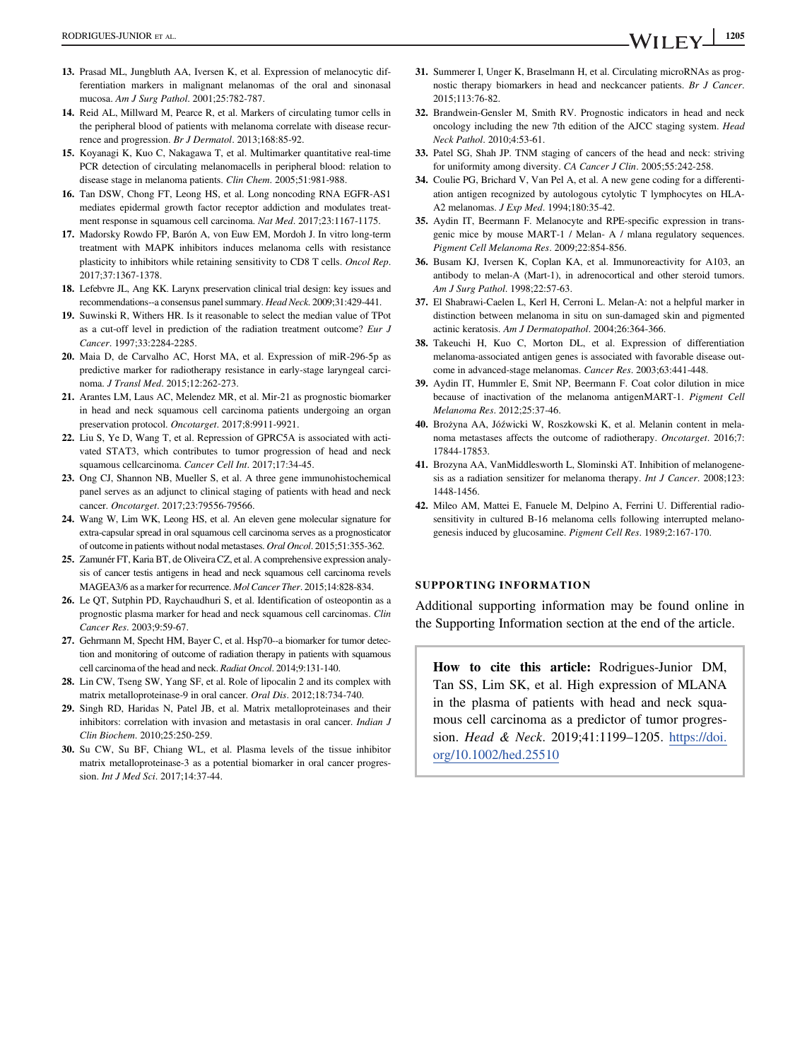13. Prasad ML, Jungbluth AA, Iversen K, et al. Expression of melanocytic differentiation markers in malignant melanomas of the oral and sinonasal mucosa. *Am J Surg Pathol*. 2001;25:782-787.
14. Reid AL, Millward M, Pearce R, et al. Markers of circulating tumor cells in the peripheral blood of patients with melanoma correlate with disease recurrence and progression. *Br J Dermatol*. 2013;168:85-92.
15. Koyanagi K, Kuo C, Nakagawa T, et al. Multimarker quantitative real-time PCR detection of circulating melanomacells in peripheral blood: relation to disease stage in melanoma patients. *Clin Chem*. 2005;51:981-988.
16. Tan DSW, Chong FT, Leong HS, et al. Long noncoding RNA EGFR-AS1 mediates epidermal growth factor receptor addiction and modulates treatment response in squamous cell carcinoma. *Nat Med*. 2017;23:1167-1175.
17. Madorsky Rowdo FP, Barón A, von Euw EM, Mordoh J. In vitro long-term treatment with MAPK inhibitors induces melanoma cells with resistance plasticity to inhibitors while retaining sensitivity to CD8 T cells. *Oncol Rep*. 2017;37:1367-1378.
18. Lefebvre JL, Ang KK. Larynx preservation clinical trial design: key issues and recommendations--a consensus panel summary. *Head Neck*. 2009;31:429-441.
19. Suwinski R, Withers HR. Is it reasonable to select the median value of TPot as a cut-off level in prediction of the radiation treatment outcome? *Eur J Cancer*. 1997;33:2284-2285.
20. Maia D, de Carvalho AC, Horst MA, et al. Expression of miR-296-5p as predictive marker for radiotherapy resistance in early-stage laryngeal carcinoma. *J Transl Med*. 2015;12:262-273.
21. Arantes LM, Laus AC, Melendez MR, et al. Mir-21 as prognostic biomarker in head and neck squamous cell carcinoma patients undergoing an organ preservation protocol. *Oncotarget*. 2017;8:9911-9921.
22. Liu S, Ye D, Wang T, et al. Repression of GPRC5A is associated with activated STAT3, which contributes to tumor progression of head and neck squamous cellcarcinoma. *Cancer Cell Int*. 2017;17:34-45.
23. Ong CJ, Shannon NB, Mueller S, et al. A three gene immunohistochemical panel serves as an adjunct to clinical staging of patients with head and neck cancer. *Oncotarget*. 2017;23:79556-79566.
24. Wang W, Lim WK, Leong HS, et al. An eleven gene molecular signature for extra-capsular spread in oral squamous cell carcinoma serves as a prognosticator of outcome in patients without nodal metastases. *Oral Oncol*. 2015;51:355-362.
25. Zamunér FT, Karia BT, de Oliveira CZ, et al. A comprehensive expression analysis of cancer testis antigens in head and neck squamous cell carcinoma revels MAGEA3/6 as a marker for recurrence. *Mol Cancer Ther*. 2015;14:828-834.
26. Le QT, Sutphin PD, Raychaudhuri S, et al. Identification of osteopontin as a prognostic plasma marker for head and neck squamous cell carcinomas. *Clin Cancer Res*. 2003;9:59-67.
27. Gehrmann M, Specht HM, Bayer C, et al. Hsp70--a biomarker for tumor detection and monitoring of outcome of radiation therapy in patients with squamous cell carcinoma of the head and neck. *Radiat Oncol*. 2014;9:131-140.
28. Lin CW, Tseng SW, Yang SF, et al. Role of lipocalin 2 and its complex with matrix metalloproteinase-9 in oral cancer. *Oral Dis*. 2012;18:734-740.
29. Singh RD, Haridas N, Patel JB, et al. Matrix metalloproteinases and their inhibitors: correlation with invasion and metastasis in oral cancer. *Indian J Clin Biochem*. 2010;25:250-259.
30. Su CW, Su BF, Chiang WL, et al. Plasma levels of the tissue inhibitor matrix metalloproteinase-3 as a potential biomarker in oral cancer progression. *Int J Med Sci*. 2017;14:37-44.
31. Summerer I, Unger K, Braselmann H, et al. Circulating microRNAs as prognostic therapy biomarkers in head and neckcancer patients. *Br J Cancer*. 2015;113:76-82.
32. Brandwein-Gensler M, Smith RV. Prognostic indicators in head and neck oncology including the new 7th edition of the AJCC staging system. *Head Neck Pathol*. 2010;4:53-61.
33. Patel SG, Shah JP. TNM staging of cancers of the head and neck: striving for uniformity among diversity. *CA Cancer J Clin*. 2005;55:242-258.
34. Coulie PG, Brichard V, Van Pel A, et al. A new gene coding for a differentiation antigen recognized by autologous cytolytic T lymphocytes on HLA-A2 melanomas. *J Exp Med*. 1994;180:35-42.
35. Aydin IT, Beermann F. Melanocyte and RPE-specific expression in transgenic mice by mouse MART-1 / Melan- A / mlana regulatory sequences. *Pigment Cell Melanoma Res*. 2009;22:854-856.
36. Busam KJ, Iversen K, Coplan KA, et al. Immunoreactivity for A103, an antibody to melan-A (Mart-1), in adrenocortical and other steroid tumors. *Am J Surg Pathol*. 1998;22:57-63.
37. El Shabrawi-Caelen L, Kerl H, Cerroni L. Melan-A: not a helpful marker in distinction between melanoma in situ on sun-damaged skin and pigmented actinic keratosis. *Am J Dermatopathol*. 2004;26:364-366.
38. Takeuchi H, Kuo C, Morton DL, et al. Expression of differentiation melanoma-associated antigen genes is associated with favorable disease outcome in advanced-stage melanomas. *Cancer Res*. 2003;63:441-448.
39. Aydin IT, Hummler E, Smit NP, Beermann F. Coat color dilution in mice because of inactivation of the melanoma antigenMART-1. *Pigment Cell Melanoma Res*. 2012;25:37-46.
40. Brożyna AA, Jóźwicki W, Roszkowski K, et al. Melanin content in melanoma metastases affects the outcome of radiotherapy. *Oncotarget*. 2016;7: 17844-17853.
41. Brozyna AA, VanMiddlesworth L, Slominski AT. Inhibition of melanogenesis as a radiation sensitizer for melanoma therapy. *Int J Cancer*. 2008;123: 1448-1456.
42. Mileo AM, Mattei E, Fanuele M, Delpino A, Ferrini U. Differential radiosensitivity in cultured B-16 melanoma cells following interrupted melanogenesis induced by glucosamine. *Pigment Cell Res*. 1989;2:167-170.

## SUPPORTING INFORMATION

Additional supporting information may be found online in the Supporting Information section at the end of the article.

**How to cite this article:** Rodrigues-Junior DM, Tan SS, Lim SK, et al. High expression of MLANA in the plasma of patients with head and neck squamous cell carcinoma as a predictor of tumor progression. *Head & Neck*. 2019;41:1199–1205. https://doi.org/10.1002/hed.25510